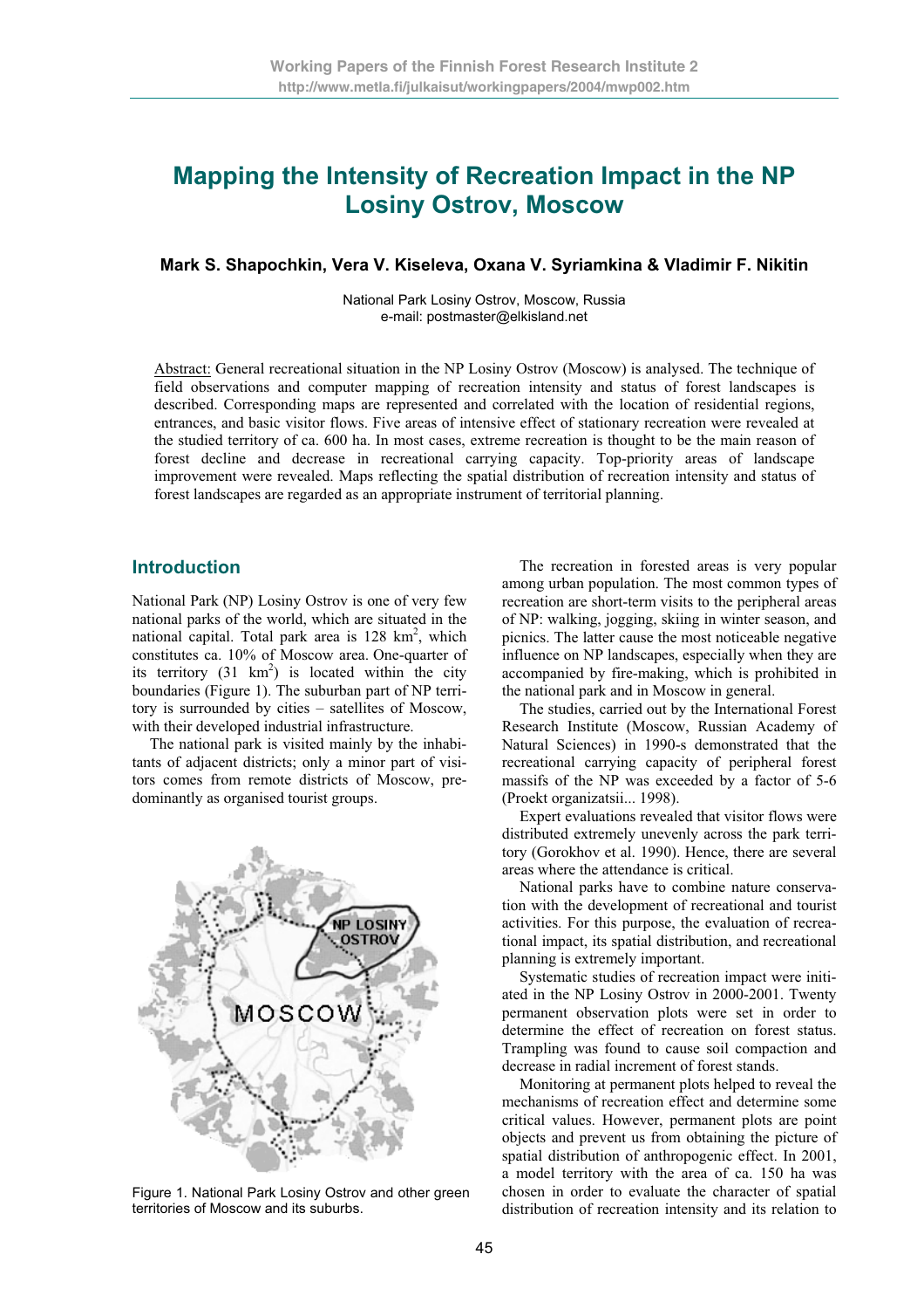# Mapping the Intensity of Recreation Impact in the NP Losiny Ostrov, Moscow

**Mark S. Shapochkin, Vera V. Kiseleva, Oxana V. Syriamkina & Vladimir F. Nikitin**

National Park Losiny Ostrov, Moscow, Russia
e-mail: postmaster@elkisland.net

Abstract: General recreational situation in the NP Losiny Ostrov (Moscow) is analysed. The technique of field observations and computer mapping of recreation intensity and status of forest landscapes is described. Corresponding maps are represented and correlated with the location of residential regions, entrances, and basic visitor flows. Five areas of intensive effect of stationary recreation were revealed at the studied territory of ca. 600 ha. In most cases, extreme recreation is thought to be the main reason of forest decline and decrease in recreational carrying capacity. Top-priority areas of landscape improvement were revealed. Maps reflecting the spatial distribution of recreation intensity and status of forest landscapes are regarded as an appropriate instrument of territorial planning.

## Introduction

National Park (NP) Losiny Ostrov is one of very few national parks of the world, which are situated in the national capital. Total park area is 128 km$^2$, which constitutes ca. 10% of Moscow area. One-quarter of its territory (31 km$^2$) is located within the city boundaries (Figure 1). The suburban part of NP territory is surrounded by cities – satellites of Moscow, with their developed industrial infrastructure.

The national park is visited mainly by the inhabitants of adjacent districts; only a minor part of visitors comes from remote districts of Moscow, predominantly as organised tourist groups.

Figure 1. National Park Losiny Ostrov and other green territories of Moscow and its suburbs.

The recreation in forested areas is very popular among urban population. The most common types of recreation are short-term visits to the peripheral areas of NP: walking, jogging, skiing in winter season, and picnics. The latter cause the most noticeable negative influence on NP landscapes, especially when they are accompanied by fire-making, which is prohibited in the national park and in Moscow in general.

The studies, carried out by the International Forest Research Institute (Moscow, Russian Academy of Natural Sciences) in 1990-s demonstrated that the recreational carrying capacity of peripheral forest massifs of the NP was exceeded by a factor of 5-6 (Proekt organizatsii... 1998).

Expert evaluations revealed that visitor flows were distributed extremely unevenly across the park territory (Gorokhov et al. 1990). Hence, there are several areas where the attendance is critical.

National parks have to combine nature conservation with the development of recreational and tourist activities. For this purpose, the evaluation of recreational impact, its spatial distribution, and recreational planning is extremely important.

Systematic studies of recreation impact were initiated in the NP Losiny Ostrov in 2000-2001. Twenty permanent observation plots were set in order to determine the effect of recreation on forest status. Trampling was found to cause soil compaction and decrease in radial increment of forest stands.

Monitoring at permanent plots helped to reveal the mechanisms of recreation effect and determine some critical values. However, permanent plots are point objects and prevent us from obtaining the picture of spatial distribution of anthropogenic effect. In 2001, a model territory with the area of ca. 150 ha was chosen in order to evaluate the character of spatial distribution of recreation intensity and its relation to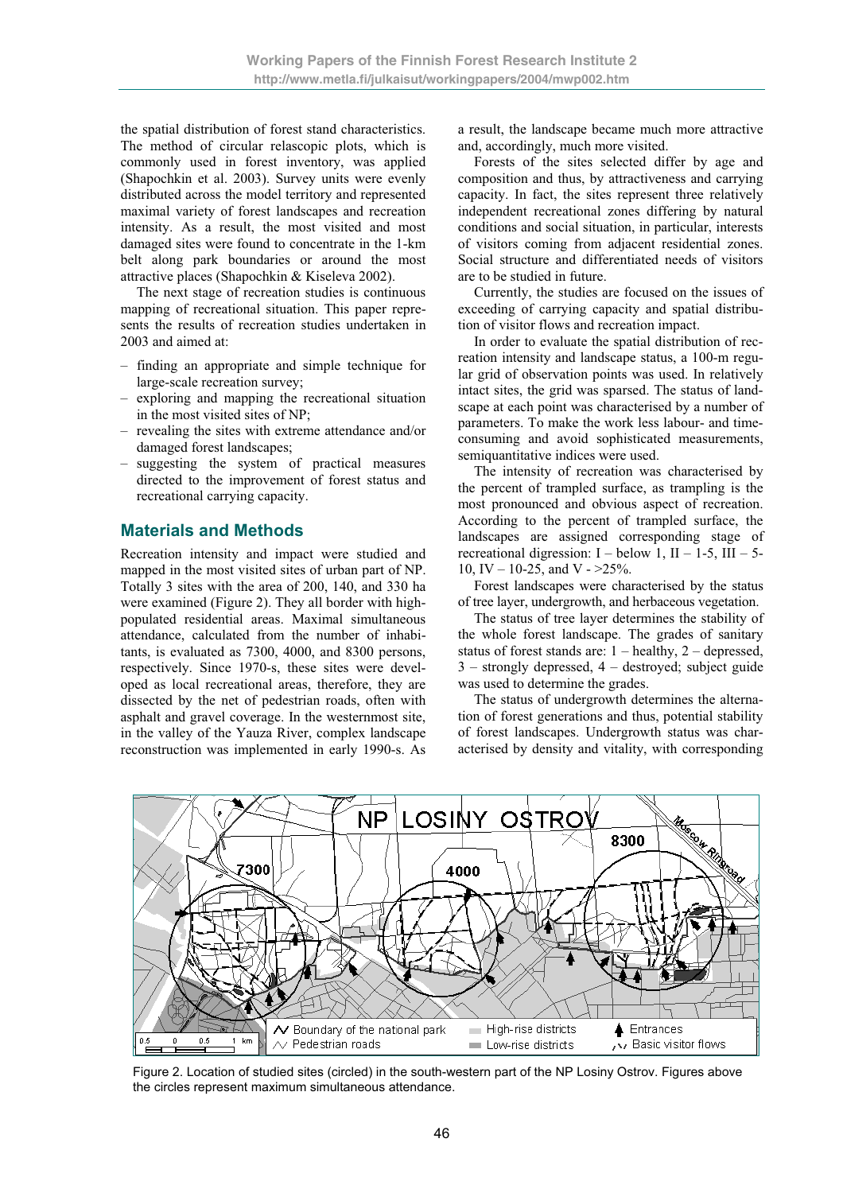the spatial distribution of forest stand characteristics. The method of circular relascopic plots, which is commonly used in forest inventory, was applied (Shapochkin et al. 2003). Survey units were evenly distributed across the model territory and represented maximal variety of forest landscapes and recreation intensity. As a result, the most visited and most damaged sites were found to concentrate in the 1-km belt along park boundaries or around the most attractive places (Shapochkin & Kiseleva 2002).

The next stage of recreation studies is continuous mapping of recreational situation. This paper represents the results of recreation studies undertaken in 2003 and aimed at:

- finding an appropriate and simple technique for large-scale recreation survey;
- exploring and mapping the recreational situation in the most visited sites of NP;
- revealing the sites with extreme attendance and/or damaged forest landscapes;
- suggesting the system of practical measures directed to the improvement of forest status and recreational carrying capacity.

## Materials and Methods

Recreation intensity and impact were studied and mapped in the most visited sites of urban part of NP. Totally 3 sites with the area of 200, 140, and 330 ha were examined (Figure 2). They all border with high-populated residential areas. Maximal simultaneous attendance, calculated from the number of inhabitants, is evaluated as 7300, 4000, and 8300 persons, respectively. Since 1970-s, these sites were developed as local recreational areas, therefore, they are dissected by the net of pedestrian roads, often with asphalt and gravel coverage. In the westernmost site, in the valley of the Yauza River, complex landscape reconstruction was implemented in early 1990-s. As a result, the landscape became much more attractive and, accordingly, much more visited.

Forests of the sites selected differ by age and composition and thus, by attractiveness and carrying capacity. In fact, the sites represent three relatively independent recreational zones differing by natural conditions and social situation, in particular, interests of visitors coming from adjacent residential zones. Social structure and differentiated needs of visitors are to be studied in future.

Currently, the studies are focused on the issues of exceeding of carrying capacity and spatial distribution of visitor flows and recreation impact.

In order to evaluate the spatial distribution of recreation intensity and landscape status, a 100-m regular grid of observation points was used. In relatively intact sites, the grid was sparsed. The status of landscape at each point was characterised by a number of parameters. To make the work less labour- and time-consuming and avoid sophisticated measurements, semiquantitative indices were used.

The intensity of recreation was characterised by the percent of trampled surface, as trampling is the most pronounced and obvious aspect of recreation. According to the percent of trampled surface, the landscapes are assigned corresponding stage of recreational digression: I – below 1, II – 1-5, III – 5-10, IV – 10-25, and V - >25%.

Forest landscapes were characterised by the status of tree layer, undergrowth, and herbaceous vegetation.

The status of tree layer determines the stability of the whole forest landscape. The grades of sanitary status of forest stands are: 1 – healthy, 2 – depressed, 3 – strongly depressed, 4 – destroyed; subject guide was used to determine the grades.

The status of undergrowth determines the alternation of forest generations and thus, potential stability of forest landscapes. Undergrowth status was characterised by density and vitality, with corresponding

Figure 2. Location of studied sites (circled) in the south-western part of the NP Losiny Ostrov. Figures above the circles represent maximum simultaneous attendance.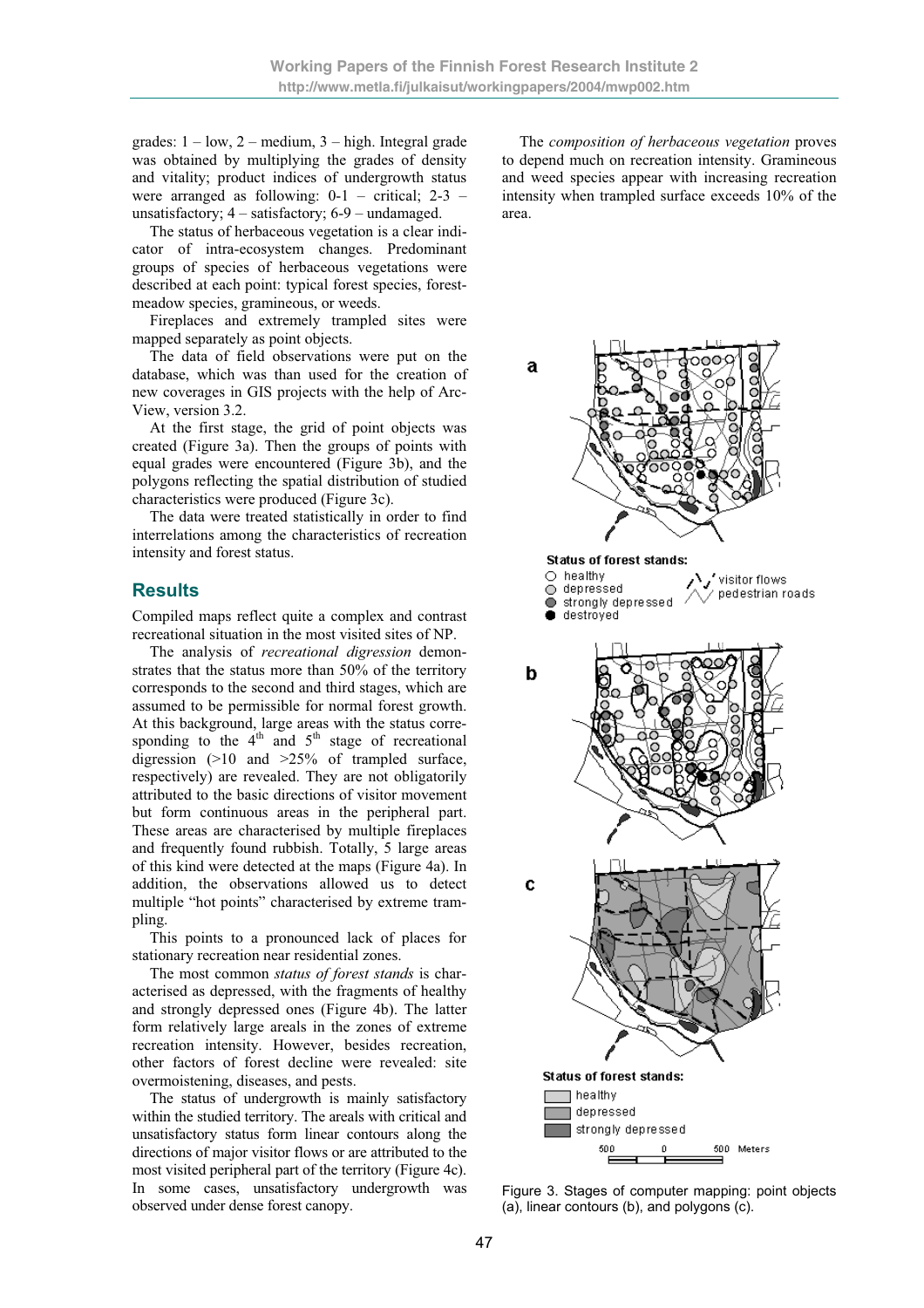grades: 1 – low, 2 – medium, 3 – high. Integral grade was obtained by multiplying the grades of density and vitality; product indices of undergrowth status were arranged as following: 0-1 – critical; 2-3 – unsatisfactory; 4 – satisfactory; 6-9 – undamaged.

The status of herbaceous vegetation is a clear indicator of intra-ecosystem changes. Predominant groups of species of herbaceous vegetations were described at each point: typical forest species, forest-meadow species, gramineous, or weeds.

Fireplaces and extremely trampled sites were mapped separately as point objects.

The data of field observations were put on the database, which was than used for the creation of new coverages in GIS projects with the help of ArcView, version 3.2.

At the first stage, the grid of point objects was created (Figure 3a). Then the groups of points with equal grades were encountered (Figure 3b), and the polygons reflecting the spatial distribution of studied characteristics were produced (Figure 3c).

The data were treated statistically in order to find interrelations among the characteristics of recreation intensity and forest status.

## Results

Compiled maps reflect quite a complex and contrast recreational situation in the most visited sites of NP.

The analysis of *recreational digression* demonstrates that the status more than 50% of the territory corresponds to the second and third stages, which are assumed to be permissible for normal forest growth. At this background, large areas with the status corresponding to the 4th and 5th stage of recreational digression (>10 and >25% of trampled surface, respectively) are revealed. They are not obligatorily attributed to the basic directions of visitor movement but form continuous areas in the peripheral part. These areas are characterised by multiple fireplaces and frequently found rubbish. Totally, 5 large areas of this kind were detected at the maps (Figure 4a). In addition, the observations allowed us to detect multiple "hot points" characterised by extreme trampling.

This points to a pronounced lack of places for stationary recreation near residential zones.

The most common *status of forest stands* is characterised as depressed, with the fragments of healthy and strongly depressed ones (Figure 4b). The latter form relatively large areals in the zones of extreme recreation intensity. However, besides recreation, other factors of forest decline were revealed: site overmoistening, diseases, and pests.

The status of undergrowth is mainly satisfactory within the studied territory. The areals with critical and unsatisfactory status form linear contours along the directions of major visitor flows or are attributed to the most visited peripheral part of the territory (Figure 4c). In some cases, unsatisfactory undergrowth was observed under dense forest canopy.

The *composition of herbaceous vegetation* proves to depend much on recreation intensity. Gramineous and weed species appear with increasing recreation intensity when trampled surface exceeds 10% of the area.

a

Status of forest stands:
- healthy
- depressed
- strongly depressed
- destroyed

visitor flows
pedestrian roads

b

c

Status of forest stands:
- healthy
- depressed
- strongly depressed

500 0 500 Meters

Figure 3. Stages of computer mapping: point objects (a), linear contours (b), and polygons (c).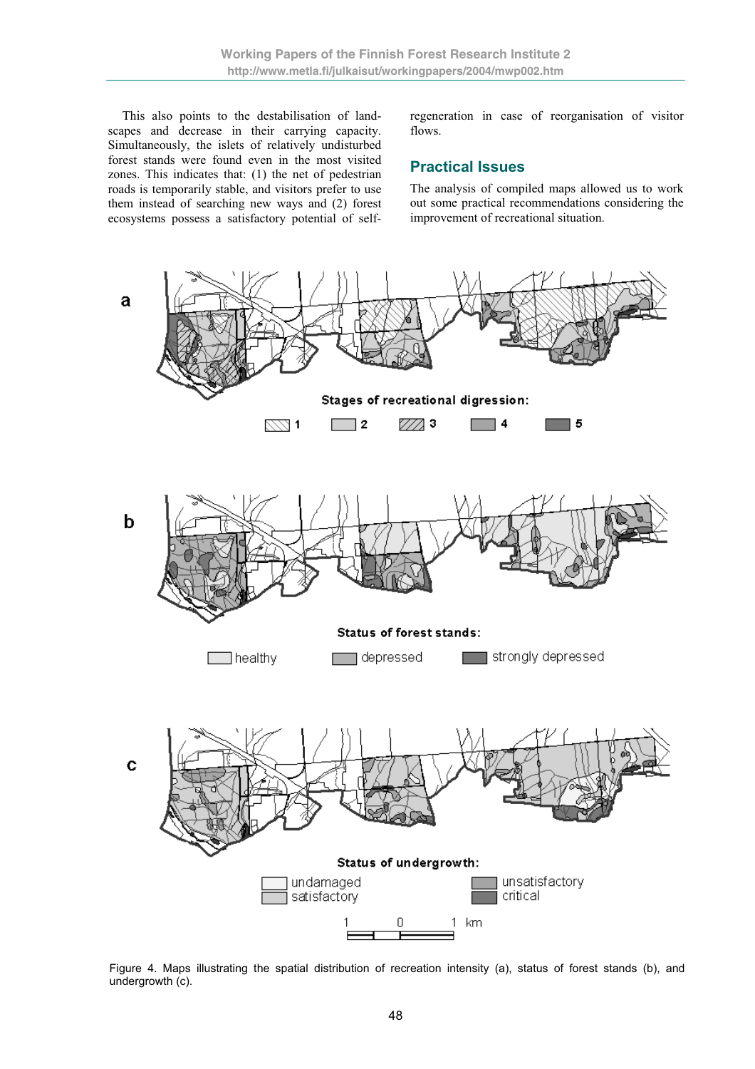This also points to the destabilisation of landscapes and decrease in their carrying capacity. Simultaneously, the islets of relatively undisturbed forest stands were found even in the most visited zones. This indicates that: (1) the net of pedestrian roads is temporarily stable, and visitors prefer to use them instead of searching new ways and (2) forest ecosystems possess a satisfactory potential of self-regeneration in case of reorganisation of visitor flows.

## Practical Issues

The analysis of compiled maps allowed us to work out some practical recommendations considering the improvement of recreational situation.

Figure 4. Maps illustrating the spatial distribution of recreation intensity (a), status of forest stands (b), and undergrowth (c).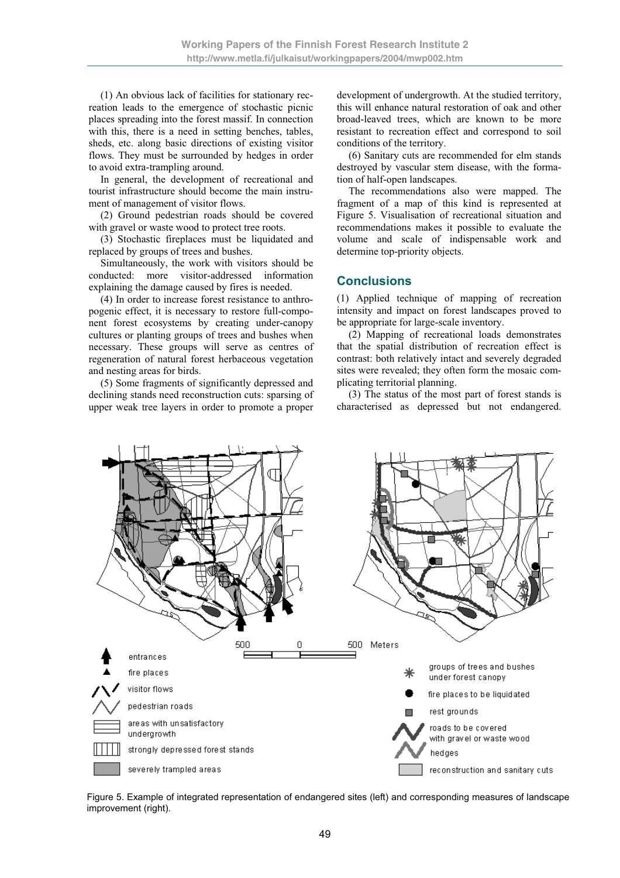(1) An obvious lack of facilities for stationary recreation leads to the emergence of stochastic picnic places spreading into the forest massif. In connection with this, there is a need in setting benches, tables, sheds, etc. along basic directions of existing visitor flows. They must be surrounded by hedges in order to avoid extra-trampling around.

In general, the development of recreational and tourist infrastructure should become the main instrument of management of visitor flows.

(2) Ground pedestrian roads should be covered with gravel or waste wood to protect tree roots.

(3) Stochastic fireplaces must be liquidated and replaced by groups of trees and bushes.

Simultaneously, the work with visitors should be conducted: more visitor-addressed information explaining the damage caused by fires is needed.

(4) In order to increase forest resistance to anthropogenic effect, it is necessary to restore full-component forest ecosystems by creating under-canopy cultures or planting groups of trees and bushes when necessary. These groups will serve as centres of regeneration of natural forest herbaceous vegetation and nesting areas for birds.

(5) Some fragments of significantly depressed and declining stands need reconstruction cuts: sparsing of upper weak tree layers in order to promote a proper development of undergrowth. At the studied territory, this will enhance natural restoration of oak and other broad-leaved trees, which are known to be more resistant to recreation effect and correspond to soil conditions of the territory.

(6) Sanitary cuts are recommended for elm stands destroyed by vascular stem disease, with the formation of half-open landscapes.

The recommendations also were mapped. The fragment of a map of this kind is represented at Figure 5. Visualisation of recreational situation and recommendations makes it possible to evaluate the volume and scale of indispensable work and determine top-priority objects.

## Conclusions

(1) Applied technique of mapping of recreation intensity and impact on forest landscapes proved to be appropriate for large-scale inventory.

(2) Mapping of recreational loads demonstrates that the spatial distribution of recreation effect is contrast: both relatively intact and severely degraded sites were revealed; they often form the mosaic complicating territorial planning.

(3) The status of the most part of forest stands is characterised as depressed but not endangered.

Figure 5. Example of integrated representation of endangered sites (left) and corresponding measures of landscape improvement (right).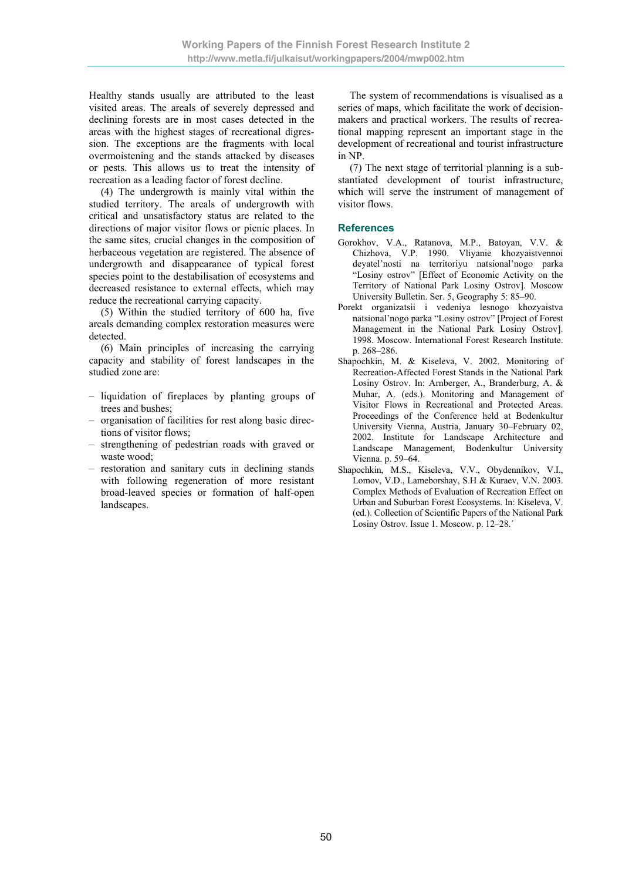Healthy stands usually are attributed to the least visited areas. The areals of severely depressed and declining forests are in most cases detected in the areas with the highest stages of recreational digression. The exceptions are the fragments with local overmoistening and the stands attacked by diseases or pests. This allows us to treat the intensity of recreation as a leading factor of forest decline.

(4) The undergrowth is mainly vital within the studied territory. The areals of undergrowth with critical and unsatisfactory status are related to the directions of major visitor flows or picnic places. In the same sites, crucial changes in the composition of herbaceous vegetation are registered. The absence of undergrowth and disappearance of typical forest species point to the destabilisation of ecosystems and decreased resistance to external effects, which may reduce the recreational carrying capacity.

(5) Within the studied territory of 600 ha, five areals demanding complex restoration measures were detected.

(6) Main principles of increasing the carrying capacity and stability of forest landscapes in the studied zone are:

- liquidation of fireplaces by planting groups of trees and bushes;
- organisation of facilities for rest along basic directions of visitor flows;
- strengthening of pedestrian roads with graved or waste wood;
- restoration and sanitary cuts in declining stands with following regeneration of more resistant broad-leaved species or formation of half-open landscapes.

The system of recommendations is visualised as a series of maps, which facilitate the work of decision-makers and practical workers. The results of recreational mapping represent an important stage in the development of recreational and tourist infrastructure in NP.

(7) The next stage of territorial planning is a substantiated development of tourist infrastructure, which will serve the instrument of management of visitor flows.

## References

Gorokhov, V.A., Ratanova, M.P., Batoyan, V.V. & Chizhova, V.P. 1990. Vliyanie khozyaistvennoi deyatel'nosti na territoriyu natsional'nogo parka "Losiny ostrov" [Effect of Economic Activity on the Territory of National Park Losiny Ostrov]. Moscow University Bulletin. Ser. 5, Geography 5: 85–90.

Porekt organizatsii i vedeniya lesnogo khozyaistva natsional'nogo parka "Losiny ostrov" [Project of Forest Management in the National Park Losiny Ostrov]. 1998. Moscow. International Forest Research Institute. p. 268–286.

Shapochkin, M. & Kiseleva, V. 2002. Monitoring of Recreation-Affected Forest Stands in the National Park Losiny Ostrov. In: Arnberger, A., Branderburg, A. & Muhar, A. (eds.). Monitoring and Management of Visitor Flows in Recreational and Protected Areas. Proceedings of the Conference held at Bodenkultur University Vienna, Austria, January 30–February 02, 2002. Institute for Landscape Architecture and Landscape Management, Bodenkultur University Vienna. p. 59–64.

Shapochkin, M.S., Kiseleva, V.V., Obydennikov, V.I., Lomov, V.D., Lameborshay, S.H & Kuraev, V.N. 2003. Complex Methods of Evaluation of Recreation Effect on Urban and Suburban Forest Ecosystems. In: Kiseleva, V. (ed.). Collection of Scientific Papers of the National Park Losiny Ostrov. Issue 1. Moscow. p. 12–28.´